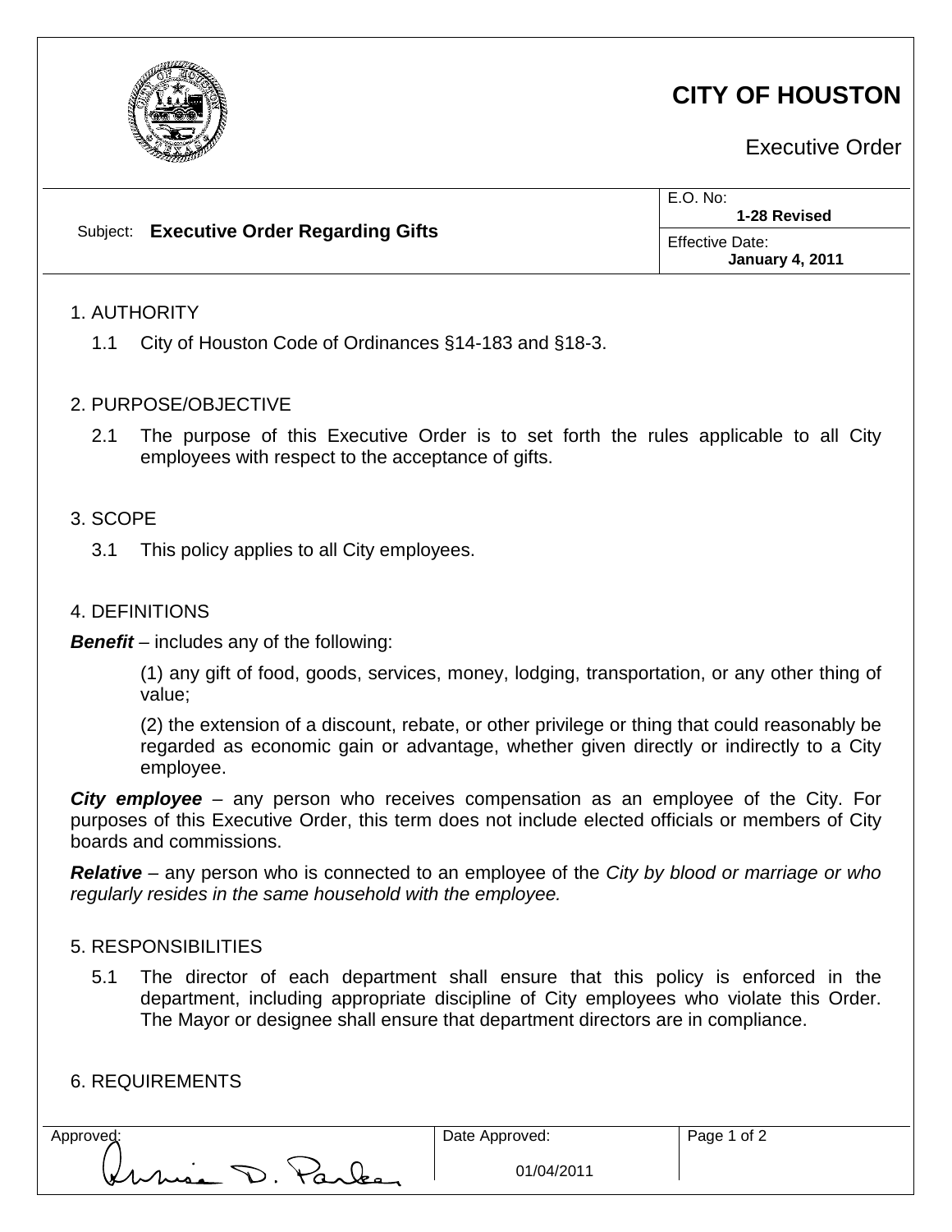# CITY OF HOUSTON

Executive Order

| Subject: **Executive Order Regarding Gifts** | E.O. No: **1-28 Revised** |
| --- | --- |
| | Effective Date: **January 4, 2011** |

## 1. AUTHORITY

1.1 City of Houston Code of Ordinances §14-183 and §18-3.

## 2. PURPOSE/OBJECTIVE

2.1 The purpose of this Executive Order is to set forth the rules applicable to all City employees with respect to the acceptance of gifts.

## 3. SCOPE

3.1 This policy applies to all City employees.

## 4. DEFINITIONS

***Benefit*** – includes any of the following:

(1) any gift of food, goods, services, money, lodging, transportation, or any other thing of value;

(2) the extension of a discount, rebate, or other privilege or thing that could reasonably be regarded as economic gain or advantage, whether given directly or indirectly to a City employee.

***City employee*** – any person who receives compensation as an employee of the City. For purposes of this Executive Order, this term does not include elected officials or members of City boards and commissions.

***Relative*** – any person who is connected to an employee of the *City by blood or marriage or who regularly resides in the same household with the employee.*

## 5. RESPONSIBILITIES

5.1 The director of each department shall ensure that this policy is enforced in the department, including appropriate discipline of City employees who violate this Order. The Mayor or designee shall ensure that department directors are in compliance.

## 6. REQUIREMENTS

| Approved: | Date Approved: |
| --- | --- |
| Annise D. Parker | 01/04/2011 |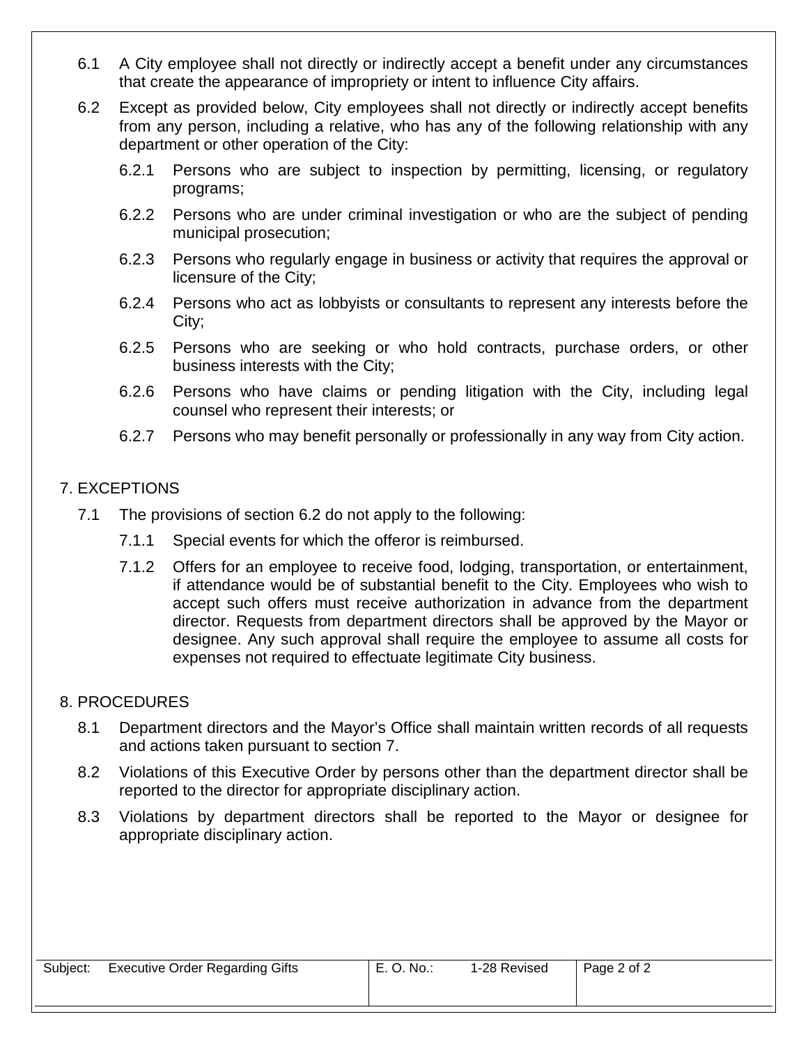6.1 A City employee shall not directly or indirectly accept a benefit under any circumstances that create the appearance of impropriety or intent to influence City affairs.

6.2 Except as provided below, City employees shall not directly or indirectly accept benefits from any person, including a relative, who has any of the following relationship with any department or other operation of the City:

- 6.2.1 Persons who are subject to inspection by permitting, licensing, or regulatory programs;
- 6.2.2 Persons who are under criminal investigation or who are the subject of pending municipal prosecution;
- 6.2.3 Persons who regularly engage in business or activity that requires the approval or licensure of the City;
- 6.2.4 Persons who act as lobbyists or consultants to represent any interests before the City;
- 6.2.5 Persons who are seeking or who hold contracts, purchase orders, or other business interests with the City;
- 6.2.6 Persons who have claims or pending litigation with the City, including legal counsel who represent their interests; or
- 6.2.7 Persons who may benefit personally or professionally in any way from City action.

## 7. EXCEPTIONS

7.1 The provisions of section 6.2 do not apply to the following:

- 7.1.1 Special events for which the offeror is reimbursed.
- 7.1.2 Offers for an employee to receive food, lodging, transportation, or entertainment, if attendance would be of substantial benefit to the City. Employees who wish to accept such offers must receive authorization in advance from the department director. Requests from department directors shall be approved by the Mayor or designee. Any such approval shall require the employee to assume all costs for expenses not required to effectuate legitimate City business.

## 8. PROCEDURES

8.1 Department directors and the Mayor's Office shall maintain written records of all requests and actions taken pursuant to section 7.

8.2 Violations of this Executive Order by persons other than the department director shall be reported to the director for appropriate disciplinary action.

8.3 Violations by department directors shall be reported to the Mayor or designee for appropriate disciplinary action.